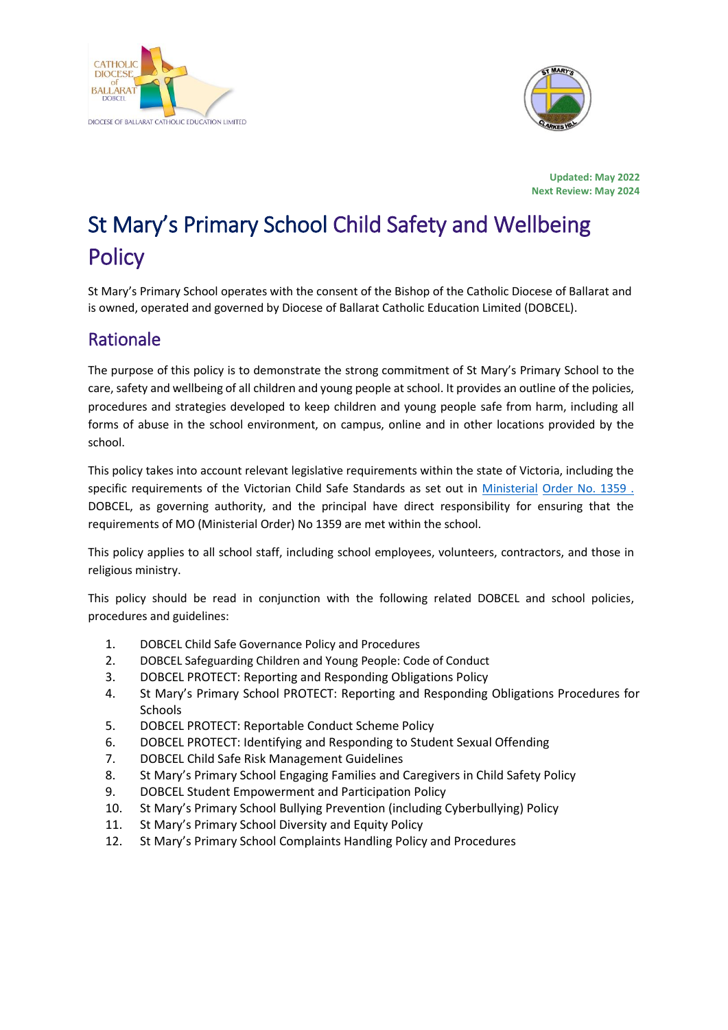**Updated: May 2022**
**Next Review: May 2024**

# St Mary's Primary School Child Safety and Wellbeing Policy

St Mary's Primary School operates with the consent of the Bishop of the Catholic Diocese of Ballarat and is owned, operated and governed by Diocese of Ballarat Catholic Education Limited (DOBCEL).

## Rationale

The purpose of this policy is to demonstrate the strong commitment of St Mary's Primary School to the care, safety and wellbeing of all children and young people at school. It provides an outline of the policies, procedures and strategies developed to keep children and young people safe from harm, including all forms of abuse in the school environment, on campus, online and in other locations provided by the school.

This policy takes into account relevant legislative requirements within the state of Victoria, including the specific requirements of the Victorian Child Safe Standards as set out in Ministerial Order No. 1359 . DOBCEL, as governing authority, and the principal have direct responsibility for ensuring that the requirements of MO (Ministerial Order) No 1359 are met within the school.

This policy applies to all school staff, including school employees, volunteers, contractors, and those in religious ministry.

This policy should be read in conjunction with the following related DOBCEL and school policies, procedures and guidelines:

1. DOBCEL Child Safe Governance Policy and Procedures
2. DOBCEL Safeguarding Children and Young People: Code of Conduct
3. DOBCEL PROTECT: Reporting and Responding Obligations Policy
4. St Mary's Primary School PROTECT: Reporting and Responding Obligations Procedures for Schools
5. DOBCEL PROTECT: Reportable Conduct Scheme Policy
6. DOBCEL PROTECT: Identifying and Responding to Student Sexual Offending
7. DOBCEL Child Safe Risk Management Guidelines
8. St Mary's Primary School Engaging Families and Caregivers in Child Safety Policy
9. DOBCEL Student Empowerment and Participation Policy
10. St Mary's Primary School Bullying Prevention (including Cyberbullying) Policy
11. St Mary's Primary School Diversity and Equity Policy
12. St Mary's Primary School Complaints Handling Policy and Procedures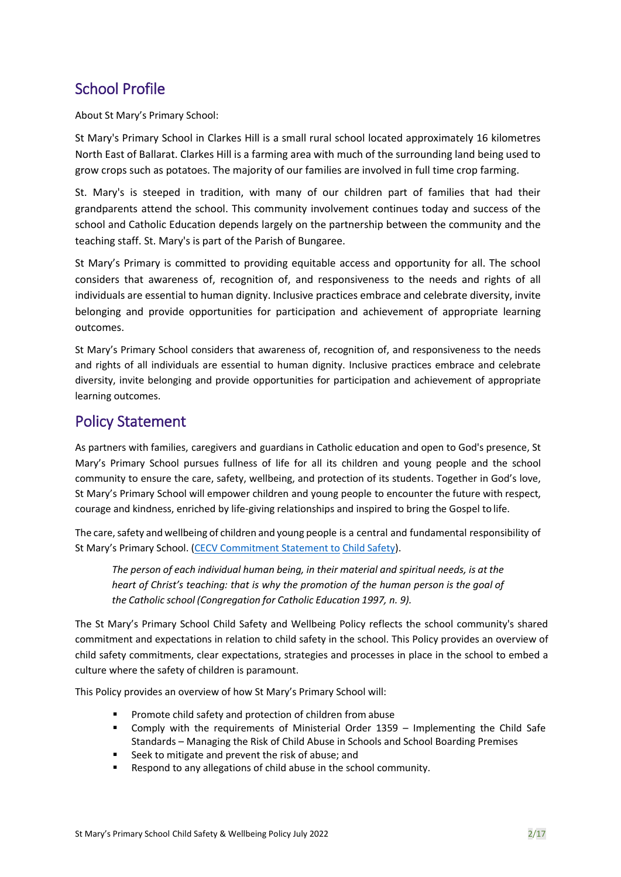## School Profile

About St Mary's Primary School:

St Mary's Primary School in Clarkes Hill is a small rural school located approximately 16 kilometres North East of Ballarat. Clarkes Hill is a farming area with much of the surrounding land being used to grow crops such as potatoes. The majority of our families are involved in full time crop farming.

St. Mary's is steeped in tradition, with many of our children part of families that had their grandparents attend the school. This community involvement continues today and success of the school and Catholic Education depends largely on the partnership between the community and the teaching staff. St. Mary's is part of the Parish of Bungaree.

St Mary's Primary is committed to providing equitable access and opportunity for all. The school considers that awareness of, recognition of, and responsiveness to the needs and rights of all individuals are essential to human dignity. Inclusive practices embrace and celebrate diversity, invite belonging and provide opportunities for participation and achievement of appropriate learning outcomes.

St Mary's Primary School considers that awareness of, recognition of, and responsiveness to the needs and rights of all individuals are essential to human dignity. Inclusive practices embrace and celebrate diversity, invite belonging and provide opportunities for participation and achievement of appropriate learning outcomes.

## Policy Statement

As partners with families, caregivers and guardians in Catholic education and open to God's presence, St Mary's Primary School pursues fullness of life for all its children and young people and the school community to ensure the care, safety, wellbeing, and protection of its students. Together in God's love, St Mary's Primary School will empower children and young people to encounter the future with respect, courage and kindness, enriched by life-giving relationships and inspired to bring the Gospel to life.

The care, safety and wellbeing of children and young people is a central and fundamental responsibility of St Mary's Primary School. (CECV Commitment Statement to Child Safety).

> *The person of each individual human being, in their material and spiritual needs, is at the heart of Christ's teaching: that is why the promotion of the human person is the goal of the Catholic school (Congregation for Catholic Education 1997, n. 9).*

The St Mary's Primary School Child Safety and Wellbeing Policy reflects the school community's shared commitment and expectations in relation to child safety in the school. This Policy provides an overview of child safety commitments, clear expectations, strategies and processes in place in the school to embed a culture where the safety of children is paramount.

This Policy provides an overview of how St Mary's Primary School will:

- Promote child safety and protection of children from abuse
- Comply with the requirements of Ministerial Order 1359 – Implementing the Child Safe Standards – Managing the Risk of Child Abuse in Schools and School Boarding Premises
- Seek to mitigate and prevent the risk of abuse; and
- Respond to any allegations of child abuse in the school community.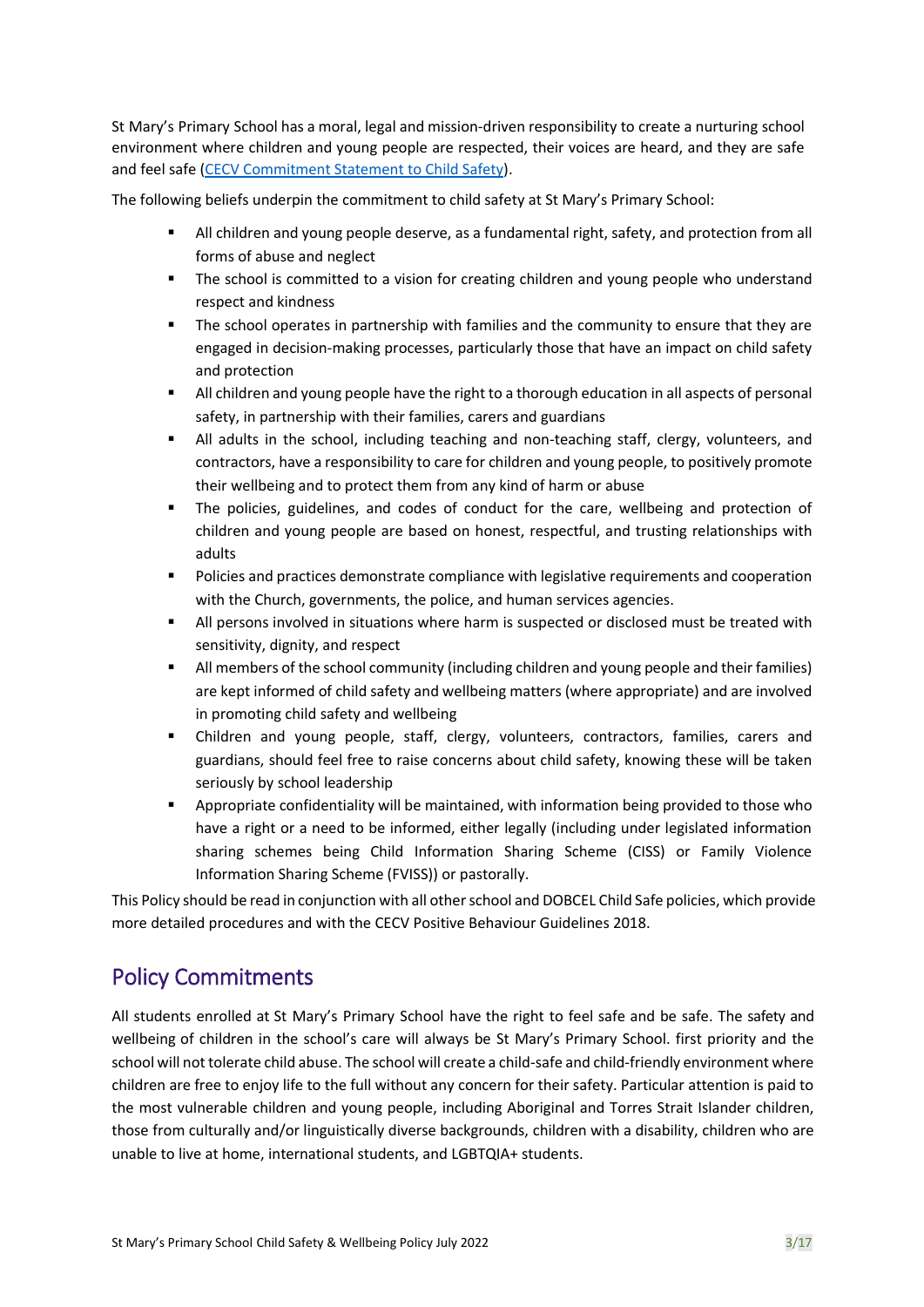St Mary's Primary School has a moral, legal and mission-driven responsibility to create a nurturing school environment where children and young people are respected, their voices are heard, and they are safe and feel safe ([CECV Commitment Statement to Child Safety](CECV Commitment Statement to Child Safety)).

The following beliefs underpin the commitment to child safety at St Mary's Primary School:

- All children and young people deserve, as a fundamental right, safety, and protection from all forms of abuse and neglect
- The school is committed to a vision for creating children and young people who understand respect and kindness
- The school operates in partnership with families and the community to ensure that they are engaged in decision-making processes, particularly those that have an impact on child safety and protection
- All children and young people have the right to a thorough education in all aspects of personal safety, in partnership with their families, carers and guardians
- All adults in the school, including teaching and non-teaching staff, clergy, volunteers, and contractors, have a responsibility to care for children and young people, to positively promote their wellbeing and to protect them from any kind of harm or abuse
- The policies, guidelines, and codes of conduct for the care, wellbeing and protection of children and young people are based on honest, respectful, and trusting relationships with adults
- Policies and practices demonstrate compliance with legislative requirements and cooperation with the Church, governments, the police, and human services agencies.
- All persons involved in situations where harm is suspected or disclosed must be treated with sensitivity, dignity, and respect
- All members of the school community (including children and young people and their families) are kept informed of child safety and wellbeing matters (where appropriate) and are involved in promoting child safety and wellbeing
- Children and young people, staff, clergy, volunteers, contractors, families, carers and guardians, should feel free to raise concerns about child safety, knowing these will be taken seriously by school leadership
- Appropriate confidentiality will be maintained, with information being provided to those who have a right or a need to be informed, either legally (including under legislated information sharing schemes being Child Information Sharing Scheme (CISS) or Family Violence Information Sharing Scheme (FVISS)) or pastorally.

This Policy should be read in conjunction with all other school and DOBCEL Child Safe policies, which provide more detailed procedures and with the CECV Positive Behaviour Guidelines 2018.

## Policy Commitments

All students enrolled at St Mary's Primary School have the right to feel safe and be safe. The safety and wellbeing of children in the school's care will always be St Mary's Primary School. first priority and the school will not tolerate child abuse. The school will create a child-safe and child-friendly environment where children are free to enjoy life to the full without any concern for their safety. Particular attention is paid to the most vulnerable children and young people, including Aboriginal and Torres Strait Islander children, those from culturally and/or linguistically diverse backgrounds, children with a disability, children who are unable to live at home, international students, and LGBTQIA+ students.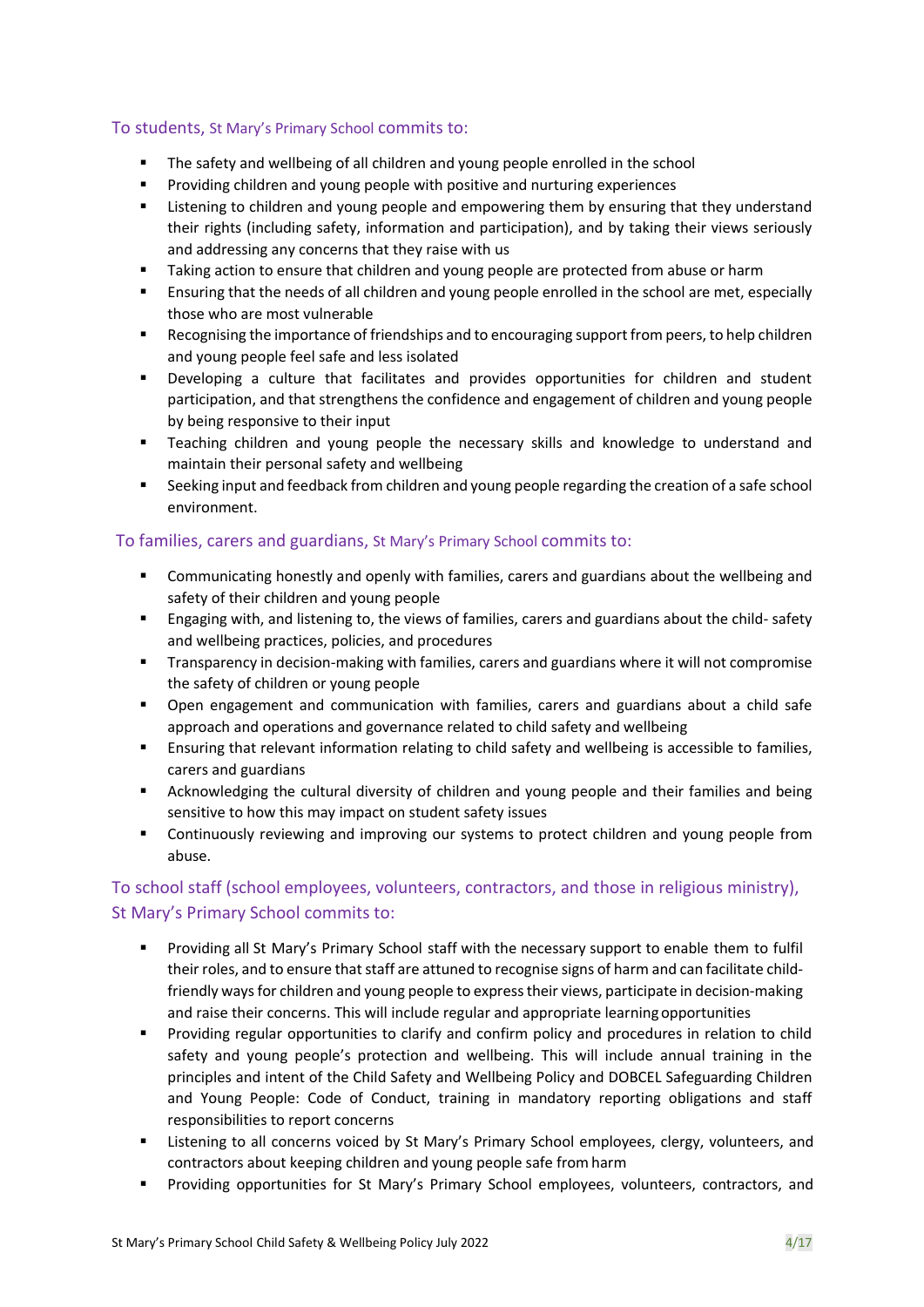### To students, St Mary's Primary School commits to:

- The safety and wellbeing of all children and young people enrolled in the school
- Providing children and young people with positive and nurturing experiences
- Listening to children and young people and empowering them by ensuring that they understand their rights (including safety, information and participation), and by taking their views seriously and addressing any concerns that they raise with us
- Taking action to ensure that children and young people are protected from abuse or harm
- Ensuring that the needs of all children and young people enrolled in the school are met, especially those who are most vulnerable
- Recognising the importance of friendships and to encouraging support from peers, to help children and young people feel safe and less isolated
- Developing a culture that facilitates and provides opportunities for children and student participation, and that strengthens the confidence and engagement of children and young people by being responsive to their input
- Teaching children and young people the necessary skills and knowledge to understand and maintain their personal safety and wellbeing
- Seeking input and feedback from children and young people regarding the creation of a safe school environment.

### To families, carers and guardians, St Mary's Primary School commits to:

- Communicating honestly and openly with families, carers and guardians about the wellbeing and safety of their children and young people
- Engaging with, and listening to, the views of families, carers and guardians about the child- safety and wellbeing practices, policies, and procedures
- Transparency in decision-making with families, carers and guardians where it will not compromise the safety of children or young people
- Open engagement and communication with families, carers and guardians about a child safe approach and operations and governance related to child safety and wellbeing
- Ensuring that relevant information relating to child safety and wellbeing is accessible to families, carers and guardians
- Acknowledging the cultural diversity of children and young people and their families and being sensitive to how this may impact on student safety issues
- Continuously reviewing and improving our systems to protect children and young people from abuse.

### To school staff (school employees, volunteers, contractors, and those in religious ministry), St Mary's Primary School commits to:

- Providing all St Mary's Primary School staff with the necessary support to enable them to fulfil their roles, and to ensure that staff are attuned to recognise signs of harm and can facilitate child-friendly ways for children and young people to express their views, participate in decision-making and raise their concerns. This will include regular and appropriate learning opportunities
- Providing regular opportunities to clarify and confirm policy and procedures in relation to child safety and young people's protection and wellbeing. This will include annual training in the principles and intent of the Child Safety and Wellbeing Policy and DOBCEL Safeguarding Children and Young People: Code of Conduct, training in mandatory reporting obligations and staff responsibilities to report concerns
- Listening to all concerns voiced by St Mary's Primary School employees, clergy, volunteers, and contractors about keeping children and young people safe from harm
- Providing opportunities for St Mary's Primary School employees, volunteers, contractors, and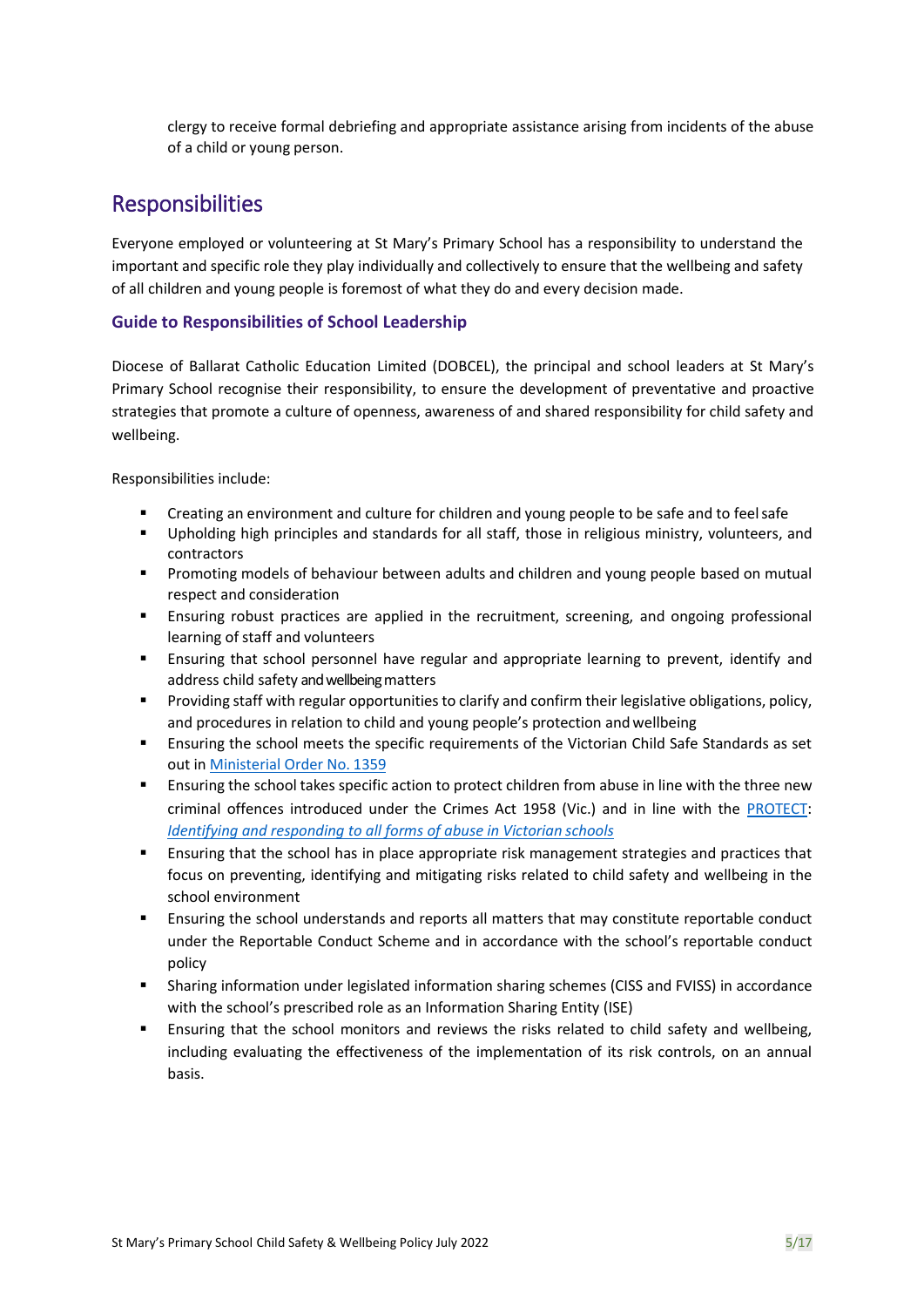clergy to receive formal debriefing and appropriate assistance arising from incidents of the abuse of a child or young person.

## Responsibilities

Everyone employed or volunteering at St Mary's Primary School has a responsibility to understand the important and specific role they play individually and collectively to ensure that the wellbeing and safety of all children and young people is foremost of what they do and every decision made.

### Guide to Responsibilities of School Leadership

Diocese of Ballarat Catholic Education Limited (DOBCEL), the principal and school leaders at St Mary's Primary School recognise their responsibility, to ensure the development of preventative and proactive strategies that promote a culture of openness, awareness of and shared responsibility for child safety and wellbeing.

Responsibilities include:

- Creating an environment and culture for children and young people to be safe and to feel safe
- Upholding high principles and standards for all staff, those in religious ministry, volunteers, and contractors
- Promoting models of behaviour between adults and children and young people based on mutual respect and consideration
- Ensuring robust practices are applied in the recruitment, screening, and ongoing professional learning of staff and volunteers
- Ensuring that school personnel have regular and appropriate learning to prevent, identify and address child safety and wellbeing matters
- Providing staff with regular opportunities to clarify and confirm their legislative obligations, policy, and procedures in relation to child and young people's protection and wellbeing
- Ensuring the school meets the specific requirements of the Victorian Child Safe Standards as set out in Ministerial Order No. 1359
- Ensuring the school takes specific action to protect children from abuse in line with the three new criminal offences introduced under the Crimes Act 1958 (Vic.) and in line with the PROTECT: *Identifying and responding to all forms of abuse in Victorian schools*
- Ensuring that the school has in place appropriate risk management strategies and practices that focus on preventing, identifying and mitigating risks related to child safety and wellbeing in the school environment
- Ensuring the school understands and reports all matters that may constitute reportable conduct under the Reportable Conduct Scheme and in accordance with the school's reportable conduct policy
- Sharing information under legislated information sharing schemes (CISS and FVISS) in accordance with the school's prescribed role as an Information Sharing Entity (ISE)
- Ensuring that the school monitors and reviews the risks related to child safety and wellbeing, including evaluating the effectiveness of the implementation of its risk controls, on an annual basis.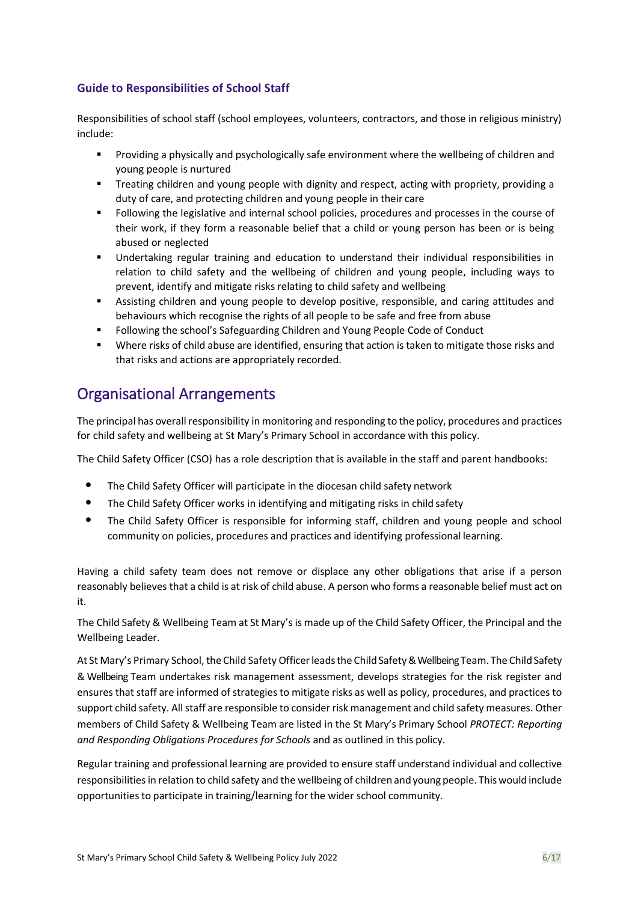### Guide to Responsibilities of School Staff

Responsibilities of school staff (school employees, volunteers, contractors, and those in religious ministry) include:

- Providing a physically and psychologically safe environment where the wellbeing of children and young people is nurtured
- Treating children and young people with dignity and respect, acting with propriety, providing a duty of care, and protecting children and young people in their care
- Following the legislative and internal school policies, procedures and processes in the course of their work, if they form a reasonable belief that a child or young person has been or is being abused or neglected
- Undertaking regular training and education to understand their individual responsibilities in relation to child safety and the wellbeing of children and young people, including ways to prevent, identify and mitigate risks relating to child safety and wellbeing
- Assisting children and young people to develop positive, responsible, and caring attitudes and behaviours which recognise the rights of all people to be safe and free from abuse
- Following the school's Safeguarding Children and Young People Code of Conduct
- Where risks of child abuse are identified, ensuring that action is taken to mitigate those risks and that risks and actions are appropriately recorded.

## Organisational Arrangements

The principal has overall responsibility in monitoring and responding to the policy, procedures and practices for child safety and wellbeing at St Mary's Primary School in accordance with this policy.

The Child Safety Officer (CSO) has a role description that is available in the staff and parent handbooks:

- The Child Safety Officer will participate in the diocesan child safety network
- The Child Safety Officer works in identifying and mitigating risks in child safety
- The Child Safety Officer is responsible for informing staff, children and young people and school community on policies, procedures and practices and identifying professional learning.

Having a child safety team does not remove or displace any other obligations that arise if a person reasonably believes that a child is at risk of child abuse. A person who forms a reasonable belief must act on it.

The Child Safety & Wellbeing Team at St Mary's is made up of the Child Safety Officer, the Principal and the Wellbeing Leader.

At St Mary's Primary School, the Child Safety Officer leads the Child Safety & Wellbeing Team. The Child Safety & Wellbeing Team undertakes risk management assessment, develops strategies for the risk register and ensures that staff are informed of strategies to mitigate risks as well as policy, procedures, and practices to support child safety. All staff are responsible to consider risk management and child safety measures. Other members of Child Safety & Wellbeing Team are listed in the St Mary's Primary School *PROTECT: Reporting and Responding Obligations Procedures for Schools* and as outlined in this policy.

Regular training and professional learning are provided to ensure staff understand individual and collective responsibilities in relation to child safety and the wellbeing of children and young people. This would include opportunities to participate in training/learning for the wider school community.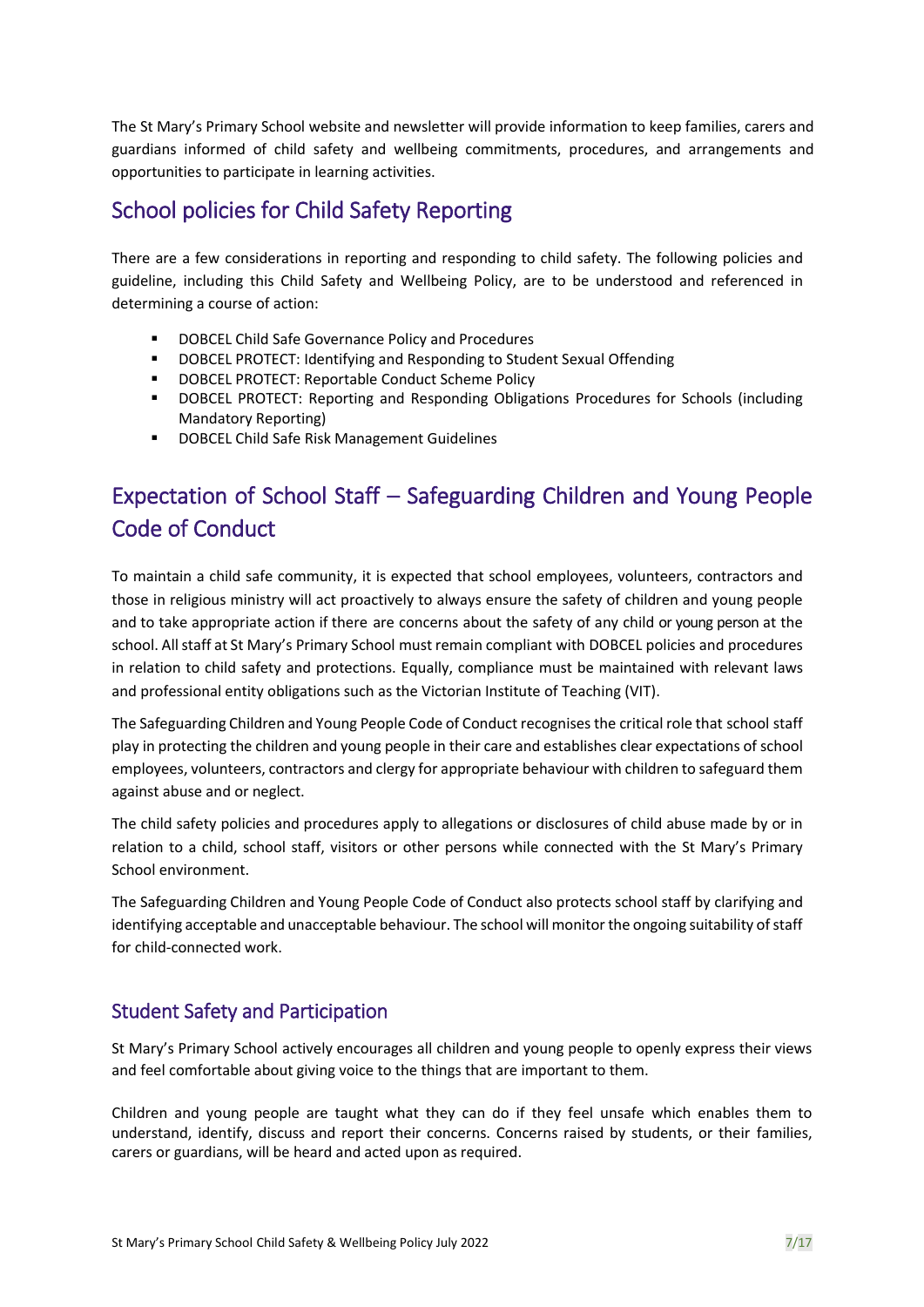The St Mary's Primary School website and newsletter will provide information to keep families, carers and guardians informed of child safety and wellbeing commitments, procedures, and arrangements and opportunities to participate in learning activities.

## School policies for Child Safety Reporting

There are a few considerations in reporting and responding to child safety. The following policies and guideline, including this Child Safety and Wellbeing Policy, are to be understood and referenced in determining a course of action:

- DOBCEL Child Safe Governance Policy and Procedures
- DOBCEL PROTECT: Identifying and Responding to Student Sexual Offending
- DOBCEL PROTECT: Reportable Conduct Scheme Policy
- DOBCEL PROTECT: Reporting and Responding Obligations Procedures for Schools (including Mandatory Reporting)
- DOBCEL Child Safe Risk Management Guidelines

## Expectation of School Staff – Safeguarding Children and Young People Code of Conduct

To maintain a child safe community, it is expected that school employees, volunteers, contractors and those in religious ministry will act proactively to always ensure the safety of children and young people and to take appropriate action if there are concerns about the safety of any child or young person at the school. All staff at St Mary's Primary School must remain compliant with DOBCEL policies and procedures in relation to child safety and protections. Equally, compliance must be maintained with relevant laws and professional entity obligations such as the Victorian Institute of Teaching (VIT).

The Safeguarding Children and Young People Code of Conduct recognises the critical role that school staff play in protecting the children and young people in their care and establishes clear expectations of school employees, volunteers, contractors and clergy for appropriate behaviour with children to safeguard them against abuse and or neglect.

The child safety policies and procedures apply to allegations or disclosures of child abuse made by or in relation to a child, school staff, visitors or other persons while connected with the St Mary's Primary School environment.

The Safeguarding Children and Young People Code of Conduct also protects school staff by clarifying and identifying acceptable and unacceptable behaviour. The school will monitor the ongoing suitability of staff for child-connected work.

### Student Safety and Participation

St Mary's Primary School actively encourages all children and young people to openly express their views and feel comfortable about giving voice to the things that are important to them.

Children and young people are taught what they can do if they feel unsafe which enables them to understand, identify, discuss and report their concerns. Concerns raised by students, or their families, carers or guardians, will be heard and acted upon as required.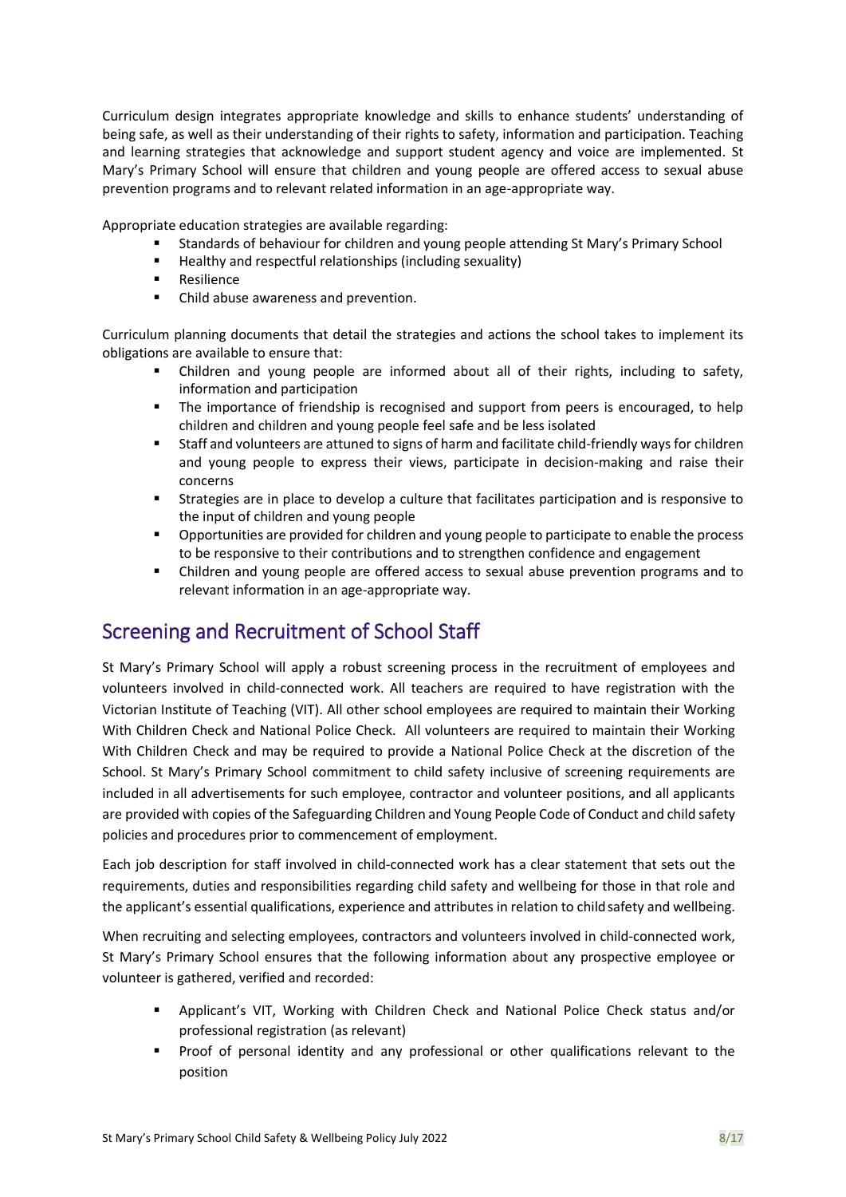Curriculum design integrates appropriate knowledge and skills to enhance students' understanding of being safe, as well as their understanding of their rights to safety, information and participation. Teaching and learning strategies that acknowledge and support student agency and voice are implemented. St Mary's Primary School will ensure that children and young people are offered access to sexual abuse prevention programs and to relevant related information in an age-appropriate way.

Appropriate education strategies are available regarding:

- Standards of behaviour for children and young people attending St Mary's Primary School
- Healthy and respectful relationships (including sexuality)
- Resilience
- Child abuse awareness and prevention.

Curriculum planning documents that detail the strategies and actions the school takes to implement its obligations are available to ensure that:

- Children and young people are informed about all of their rights, including to safety, information and participation
- The importance of friendship is recognised and support from peers is encouraged, to help children and children and young people feel safe and be less isolated
- Staff and volunteers are attuned to signs of harm and facilitate child-friendly ways for children and young people to express their views, participate in decision-making and raise their concerns
- Strategies are in place to develop a culture that facilitates participation and is responsive to the input of children and young people
- Opportunities are provided for children and young people to participate to enable the process to be responsive to their contributions and to strengthen confidence and engagement
- Children and young people are offered access to sexual abuse prevention programs and to relevant information in an age-appropriate way.

## Screening and Recruitment of School Staff

St Mary's Primary School will apply a robust screening process in the recruitment of employees and volunteers involved in child-connected work. All teachers are required to have registration with the Victorian Institute of Teaching (VIT). All other school employees are required to maintain their Working With Children Check and National Police Check. All volunteers are required to maintain their Working With Children Check and may be required to provide a National Police Check at the discretion of the School. St Mary's Primary School commitment to child safety inclusive of screening requirements are included in all advertisements for such employee, contractor and volunteer positions, and all applicants are provided with copies of the Safeguarding Children and Young People Code of Conduct and child safety policies and procedures prior to commencement of employment.

Each job description for staff involved in child-connected work has a clear statement that sets out the requirements, duties and responsibilities regarding child safety and wellbeing for those in that role and the applicant's essential qualifications, experience and attributes in relation to child safety and wellbeing.

When recruiting and selecting employees, contractors and volunteers involved in child-connected work, St Mary's Primary School ensures that the following information about any prospective employee or volunteer is gathered, verified and recorded:

- Applicant's VIT, Working with Children Check and National Police Check status and/or professional registration (as relevant)
- Proof of personal identity and any professional or other qualifications relevant to the position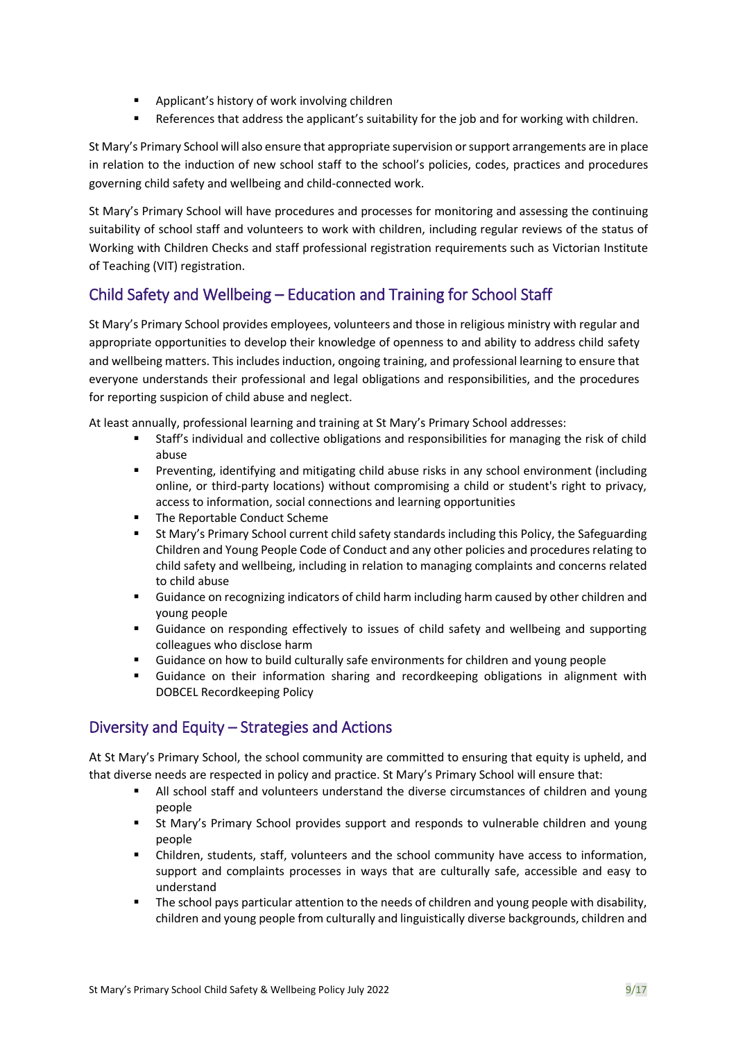- Applicant's history of work involving children
- References that address the applicant's suitability for the job and for working with children.

St Mary's Primary School will also ensure that appropriate supervision or support arrangements are in place in relation to the induction of new school staff to the school's policies, codes, practices and procedures governing child safety and wellbeing and child-connected work.

St Mary's Primary School will have procedures and processes for monitoring and assessing the continuing suitability of school staff and volunteers to work with children, including regular reviews of the status of Working with Children Checks and staff professional registration requirements such as Victorian Institute of Teaching (VIT) registration.

## Child Safety and Wellbeing – Education and Training for School Staff

St Mary's Primary School provides employees, volunteers and those in religious ministry with regular and appropriate opportunities to develop their knowledge of openness to and ability to address child safety and wellbeing matters. This includes induction, ongoing training, and professional learning to ensure that everyone understands their professional and legal obligations and responsibilities, and the procedures for reporting suspicion of child abuse and neglect.

At least annually, professional learning and training at St Mary's Primary School addresses:

- Staff's individual and collective obligations and responsibilities for managing the risk of child abuse
- Preventing, identifying and mitigating child abuse risks in any school environment (including online, or third-party locations) without compromising a child or student's right to privacy, access to information, social connections and learning opportunities
- The Reportable Conduct Scheme
- St Mary's Primary School current child safety standards including this Policy, the Safeguarding Children and Young People Code of Conduct and any other policies and procedures relating to child safety and wellbeing, including in relation to managing complaints and concerns related to child abuse
- Guidance on recognizing indicators of child harm including harm caused by other children and young people
- Guidance on responding effectively to issues of child safety and wellbeing and supporting colleagues who disclose harm
- Guidance on how to build culturally safe environments for children and young people
- Guidance on their information sharing and recordkeeping obligations in alignment with DOBCEL Recordkeeping Policy

## Diversity and Equity – Strategies and Actions

At St Mary's Primary School, the school community are committed to ensuring that equity is upheld, and that diverse needs are respected in policy and practice. St Mary's Primary School will ensure that:

- All school staff and volunteers understand the diverse circumstances of children and young people
- St Mary's Primary School provides support and responds to vulnerable children and young people
- Children, students, staff, volunteers and the school community have access to information, support and complaints processes in ways that are culturally safe, accessible and easy to understand
- The school pays particular attention to the needs of children and young people with disability, children and young people from culturally and linguistically diverse backgrounds, children and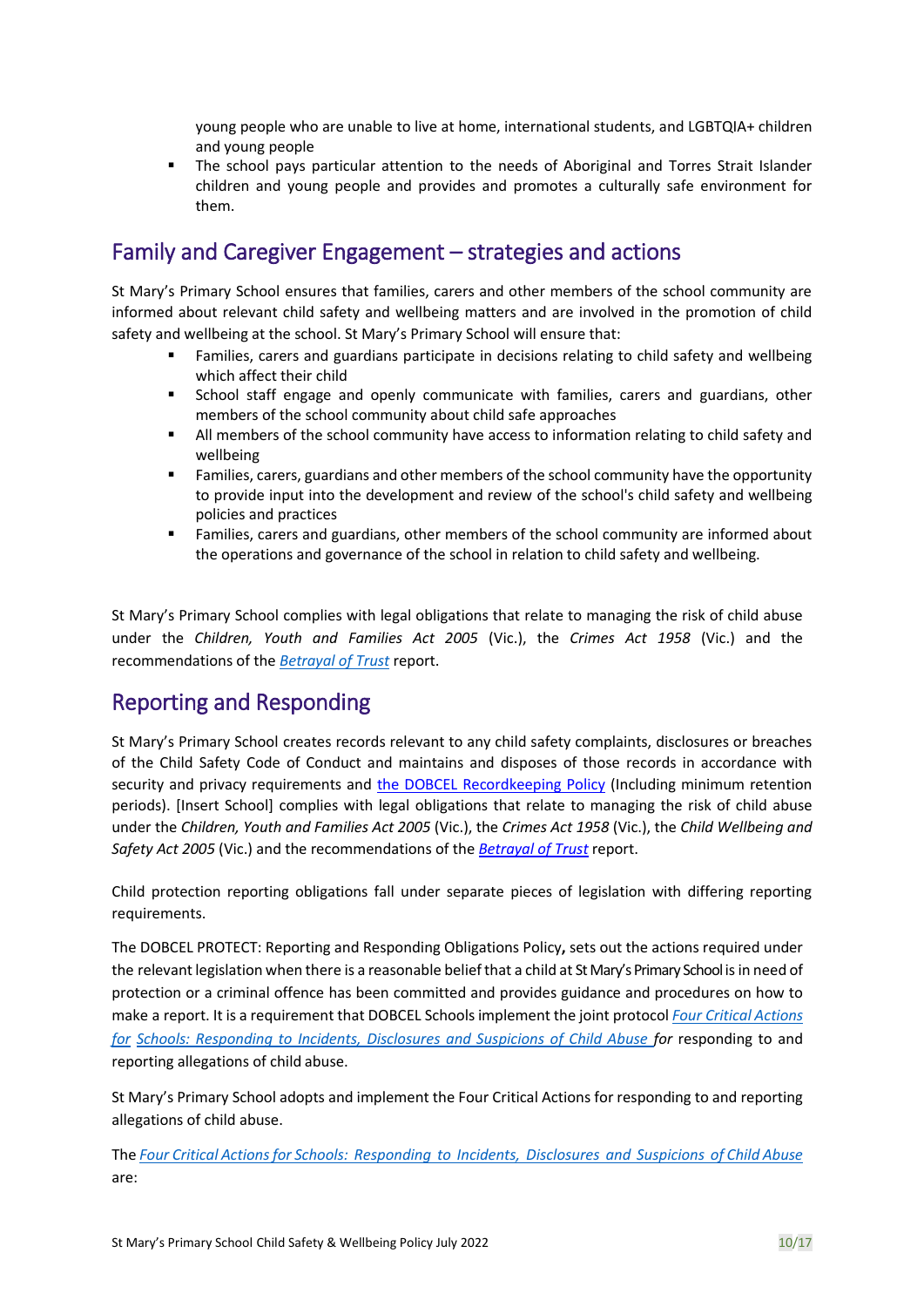young people who are unable to live at home, international students, and LGBTQIA+ children and young people

- The school pays particular attention to the needs of Aboriginal and Torres Strait Islander children and young people and provides and promotes a culturally safe environment for them.

## Family and Caregiver Engagement – strategies and actions

St Mary's Primary School ensures that families, carers and other members of the school community are informed about relevant child safety and wellbeing matters and are involved in the promotion of child safety and wellbeing at the school. St Mary's Primary School will ensure that:

- Families, carers and guardians participate in decisions relating to child safety and wellbeing which affect their child
- School staff engage and openly communicate with families, carers and guardians, other members of the school community about child safe approaches
- All members of the school community have access to information relating to child safety and wellbeing
- Families, carers, guardians and other members of the school community have the opportunity to provide input into the development and review of the school's child safety and wellbeing policies and practices
- Families, carers and guardians, other members of the school community are informed about the operations and governance of the school in relation to child safety and wellbeing.

St Mary's Primary School complies with legal obligations that relate to managing the risk of child abuse under the *Children, Youth and Families Act 2005* (Vic.), the *Crimes Act 1958* (Vic.) and the recommendations of the *Betrayal of Trust* report.

## Reporting and Responding

St Mary's Primary School creates records relevant to any child safety complaints, disclosures or breaches of the Child Safety Code of Conduct and maintains and disposes of those records in accordance with security and privacy requirements and the DOBCEL Recordkeeping Policy (Including minimum retention periods). [Insert School] complies with legal obligations that relate to managing the risk of child abuse under the *Children, Youth and Families Act 2005* (Vic.), the *Crimes Act 1958* (Vic.), the *Child Wellbeing and Safety Act 2005* (Vic.) and the recommendations of the *Betrayal of Trust* report.

Child protection reporting obligations fall under separate pieces of legislation with differing reporting requirements.

The DOBCEL PROTECT: Reporting and Responding Obligations Policy**,** sets out the actions required under the relevant legislation when there is a reasonable belief that a child at St Mary's Primary School is in need of protection or a criminal offence has been committed and provides guidance and procedures on how to make a report. It is a requirement that DOBCEL Schools implement the joint protocol *Four Critical Actions for Schools: Responding to Incidents, Disclosures and Suspicions of Child Abuse for* responding to and reporting allegations of child abuse.

St Mary's Primary School adopts and implement the Four Critical Actions for responding to and reporting allegations of child abuse.

The *Four Critical Actions for Schools: Responding to Incidents, Disclosures and Suspicions of Child Abuse* are: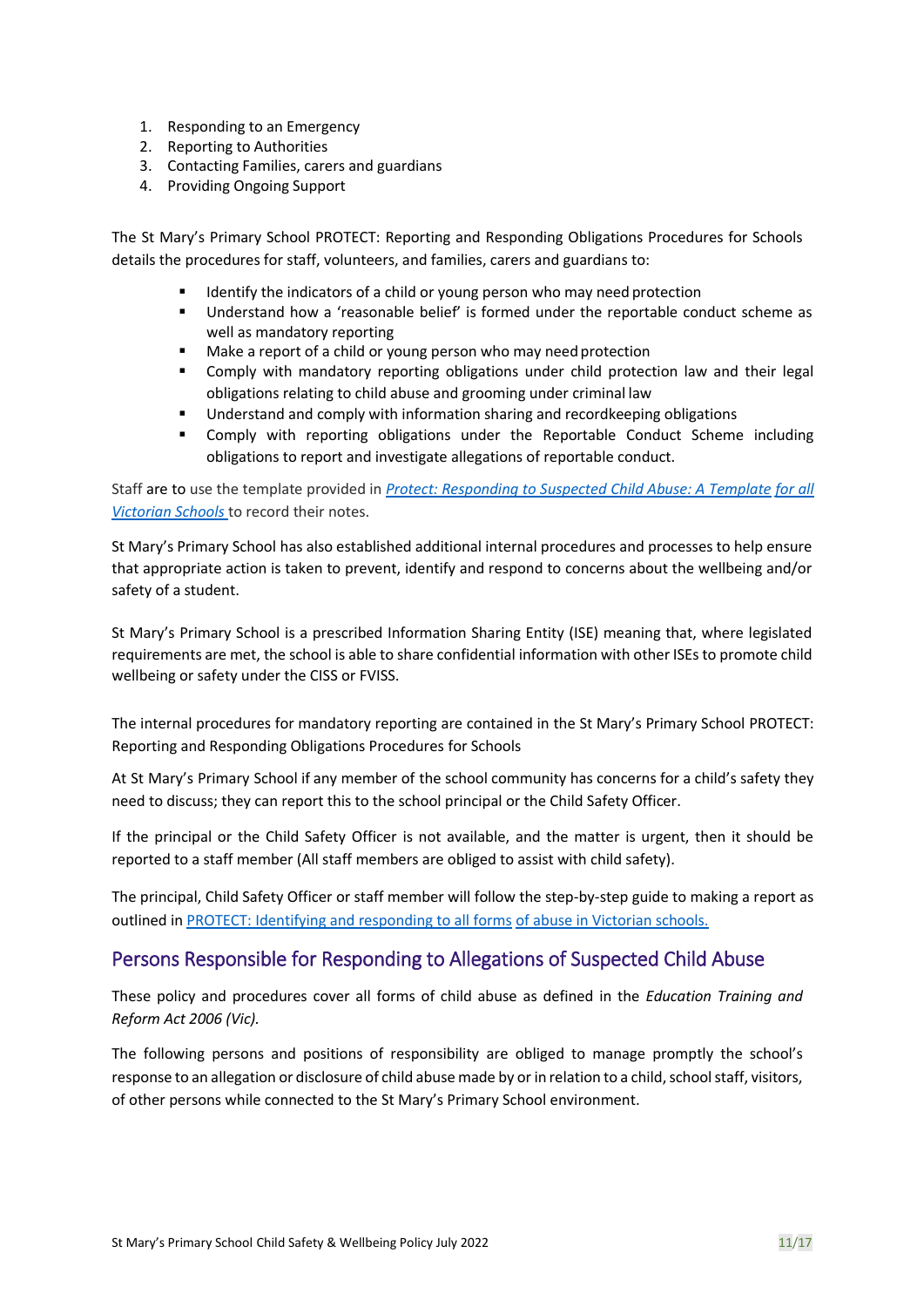1. Responding to an Emergency
2. Reporting to Authorities
3. Contacting Families, carers and guardians
4. Providing Ongoing Support

The St Mary's Primary School PROTECT: Reporting and Responding Obligations Procedures for Schools details the procedures for staff, volunteers, and families, carers and guardians to:

- Identify the indicators of a child or young person who may need protection
- Understand how a 'reasonable belief' is formed under the reportable conduct scheme as well as mandatory reporting
- Make a report of a child or young person who may need protection
- Comply with mandatory reporting obligations under child protection law and their legal obligations relating to child abuse and grooming under criminal law
- Understand and comply with information sharing and recordkeeping obligations
- Comply with reporting obligations under the Reportable Conduct Scheme including obligations to report and investigate allegations of reportable conduct.

Staff are to use the template provided in *Protect: Responding to Suspected Child Abuse: A Template for all Victorian Schools* to record their notes.

St Mary's Primary School has also established additional internal procedures and processes to help ensure that appropriate action is taken to prevent, identify and respond to concerns about the wellbeing and/or safety of a student.

St Mary's Primary School is a prescribed Information Sharing Entity (ISE) meaning that, where legislated requirements are met, the school is able to share confidential information with other ISEs to promote child wellbeing or safety under the CISS or FVISS.

The internal procedures for mandatory reporting are contained in the St Mary's Primary School PROTECT: Reporting and Responding Obligations Procedures for Schools

At St Mary's Primary School if any member of the school community has concerns for a child's safety they need to discuss; they can report this to the school principal or the Child Safety Officer.

If the principal or the Child Safety Officer is not available, and the matter is urgent, then it should be reported to a staff member (All staff members are obliged to assist with child safety).

The principal, Child Safety Officer or staff member will follow the step-by-step guide to making a report as outlined in PROTECT: Identifying and responding to all forms of abuse in Victorian schools.

## Persons Responsible for Responding to Allegations of Suspected Child Abuse

These policy and procedures cover all forms of child abuse as defined in the *Education Training and Reform Act 2006 (Vic).*

The following persons and positions of responsibility are obliged to manage promptly the school's response to an allegation or disclosure of child abuse made by or in relation to a child, school staff, visitors, of other persons while connected to the St Mary's Primary School environment.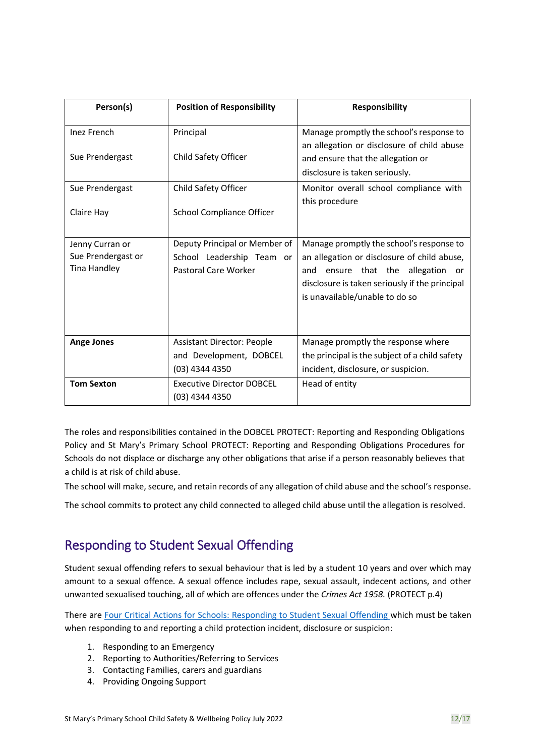| Person(s) | Position of Responsibility | Responsibility |
|---|---|---|
| Inez French<br><br>Sue Prendergast | Principal<br><br>Child Safety Officer | Manage promptly the school's response to an allegation or disclosure of child abuse and ensure that the allegation or disclosure is taken seriously. |
| Sue Prendergast<br><br>Claire Hay | Child Safety Officer<br><br>School Compliance Officer | Monitor overall school compliance with this procedure |
| Jenny Curran or<br>Sue Prendergast or<br>Tina Handley | Deputy Principal or Member of School Leadership Team or Pastoral Care Worker | Manage promptly the school's response to an allegation or disclosure of child abuse, and ensure that the allegation or disclosure is taken seriously if the principal is unavailable/unable to do so |
| **Ange Jones** | Assistant Director: People and Development, DOBCEL (03) 4344 4350 | Manage promptly the response where the principal is the subject of a child safety incident, disclosure, or suspicion. |
| **Tom Sexton** | Executive Director DOBCEL (03) 4344 4350 | Head of entity |

The roles and responsibilities contained in the DOBCEL PROTECT: Reporting and Responding Obligations Policy and St Mary's Primary School PROTECT: Reporting and Responding Obligations Procedures for Schools do not displace or discharge any other obligations that arise if a person reasonably believes that a child is at risk of child abuse.

The school will make, secure, and retain records of any allegation of child abuse and the school's response.

The school commits to protect any child connected to alleged child abuse until the allegation is resolved.

## Responding to Student Sexual Offending

Student sexual offending refers to sexual behaviour that is led by a student 10 years and over which may amount to a sexual offence. A sexual offence includes rape, sexual assault, indecent actions, and other unwanted sexualised touching, all of which are offences under the *Crimes Act 1958.* (PROTECT p.4)

There are Four Critical Actions for Schools: Responding to Student Sexual Offending which must be taken when responding to and reporting a child protection incident, disclosure or suspicion:

1. Responding to an Emergency
2. Reporting to Authorities/Referring to Services
3. Contacting Families, carers and guardians
4. Providing Ongoing Support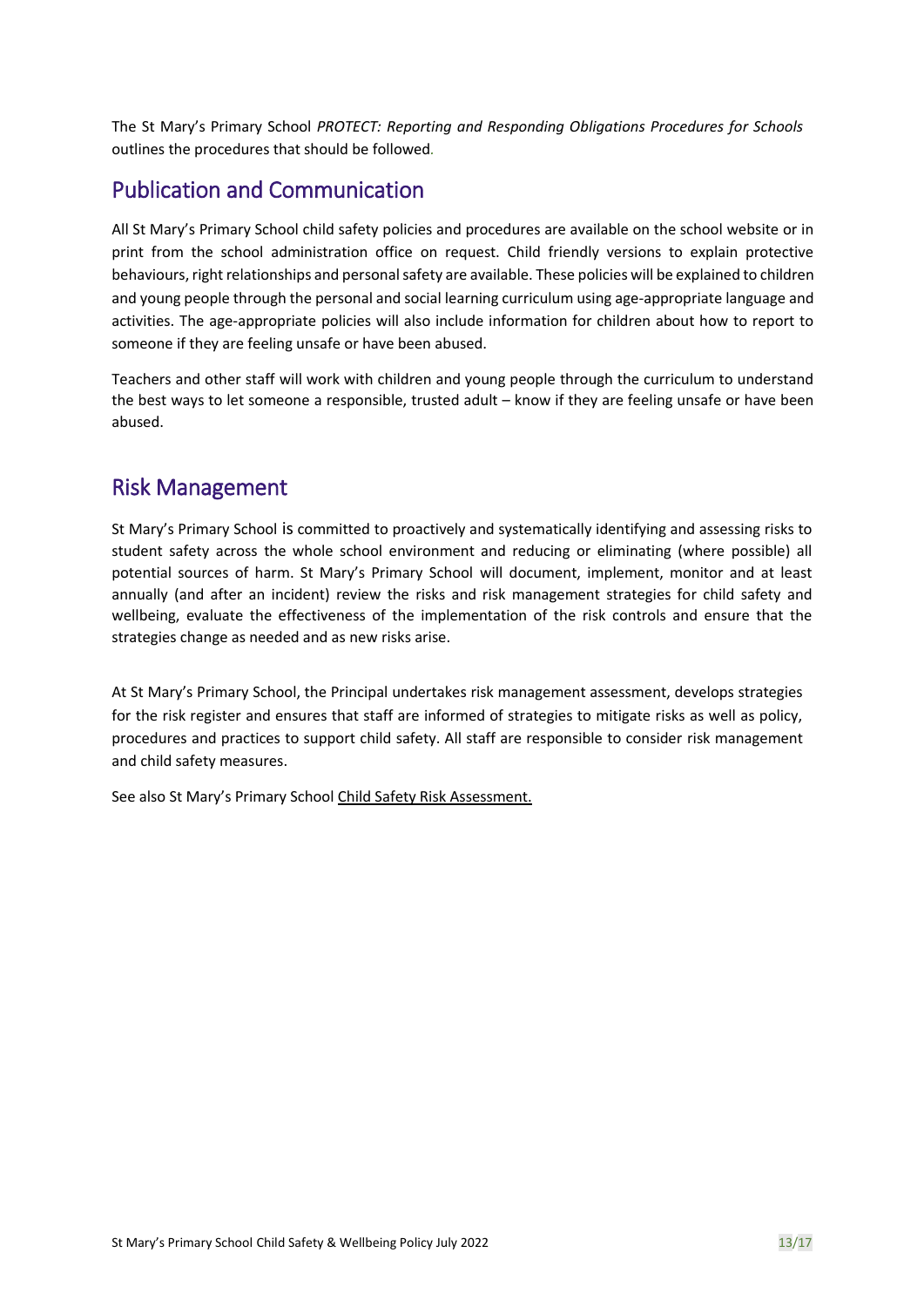The St Mary's Primary School *PROTECT: Reporting and Responding Obligations Procedures for Schools* outlines the procedures that should be followed.

## Publication and Communication

All St Mary's Primary School child safety policies and procedures are available on the school website or in print from the school administration office on request. Child friendly versions to explain protective behaviours, right relationships and personal safety are available. These policies will be explained to children and young people through the personal and social learning curriculum using age-appropriate language and activities. The age-appropriate policies will also include information for children about how to report to someone if they are feeling unsafe or have been abused.

Teachers and other staff will work with children and young people through the curriculum to understand the best ways to let someone a responsible, trusted adult – know if they are feeling unsafe or have been abused.

## Risk Management

St Mary's Primary School is committed to proactively and systematically identifying and assessing risks to student safety across the whole school environment and reducing or eliminating (where possible) all potential sources of harm. St Mary's Primary School will document, implement, monitor and at least annually (and after an incident) review the risks and risk management strategies for child safety and wellbeing, evaluate the effectiveness of the implementation of the risk controls and ensure that the strategies change as needed and as new risks arise.

At St Mary's Primary School, the Principal undertakes risk management assessment, develops strategies for the risk register and ensures that staff are informed of strategies to mitigate risks as well as policy, procedures and practices to support child safety. All staff are responsible to consider risk management and child safety measures.

See also St Mary's Primary School Child Safety Risk Assessment.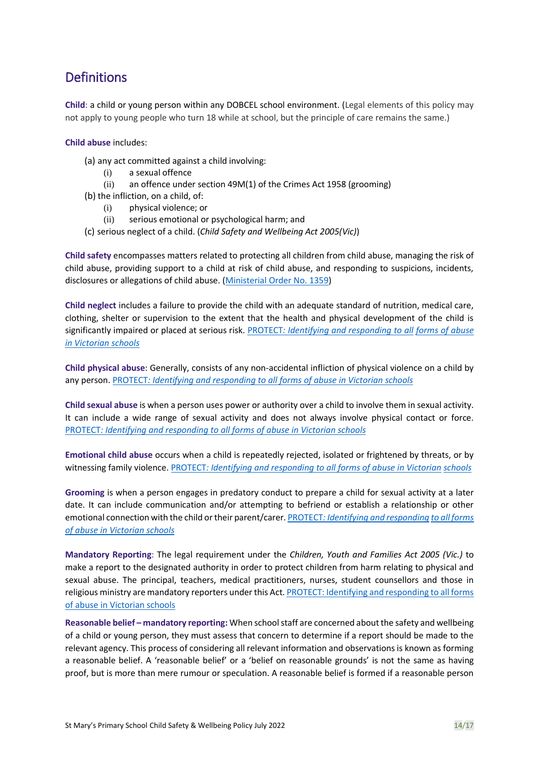## Definitions

**Child**: a child or young person within any DOBCEL school environment. (Legal elements of this policy may not apply to young people who turn 18 while at school, but the principle of care remains the same.)

**Child abuse** includes:

(a) any act committed against a child involving:
  (i) a sexual offence
  (ii) an offence under section 49M(1) of the Crimes Act 1958 (grooming)
(b) the infliction, on a child, of:
  (i) physical violence; or
  (ii) serious emotional or psychological harm; and
(c) serious neglect of a child. (*Child Safety and Wellbeing Act 2005(Vic)*)

**Child safety** encompasses matters related to protecting all children from child abuse, managing the risk of child abuse, providing support to a child at risk of child abuse, and responding to suspicions, incidents, disclosures or allegations of child abuse. (Ministerial Order No. 1359)

**Child neglect** includes a failure to provide the child with an adequate standard of nutrition, medical care, clothing, shelter or supervision to the extent that the health and physical development of the child is significantly impaired or placed at serious risk. PROTECT*: Identifying and responding to all forms of abuse in Victorian schools*

**Child physical abuse**: Generally, consists of any non-accidental infliction of physical violence on a child by any person. PROTECT*: Identifying and responding to all forms of abuse in Victorian schools*

**Child sexual abuse** is when a person uses power or authority over a child to involve them in sexual activity. It can include a wide range of sexual activity and does not always involve physical contact or force. PROTECT*: Identifying and responding to all forms of abuse in Victorian schools*

**Emotional child abuse** occurs when a child is repeatedly rejected, isolated or frightened by threats, or by witnessing family violence. PROTECT*: Identifying and responding to all forms of abuse in Victorian schools*

**Grooming** is when a person engages in predatory conduct to prepare a child for sexual activity at a later date. It can include communication and/or attempting to befriend or establish a relationship or other emotional connection with the child or their parent/carer. PROTECT*: Identifying and responding to all forms of abuse in Victorian schools*

**Mandatory Reporting**: The legal requirement under the *Children, Youth and Families Act 2005 (Vic.)* to make a report to the designated authority in order to protect children from harm relating to physical and sexual abuse. The principal, teachers, medical practitioners, nurses, student counsellors and those in religious ministry are mandatory reporters under this Act. PROTECT: Identifying and responding to all forms of abuse in Victorian schools

**Reasonable belief – mandatory reporting:** When school staff are concerned about the safety and wellbeing of a child or young person, they must assess that concern to determine if a report should be made to the relevant agency. This process of considering all relevant information and observations is known as forming a reasonable belief. A 'reasonable belief' or a 'belief on reasonable grounds' is not the same as having proof, but is more than mere rumour or speculation. A reasonable belief is formed if a reasonable person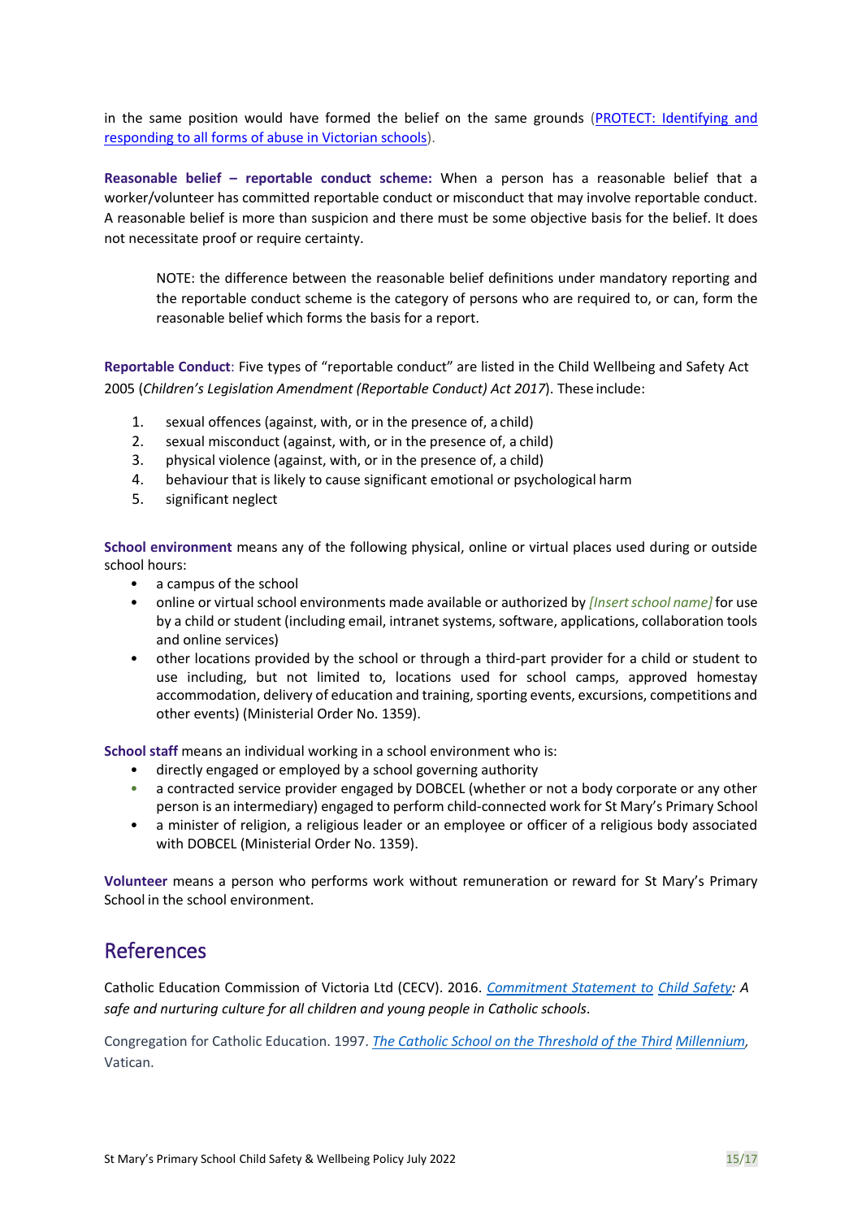in the same position would have formed the belief on the same grounds ([PROTECT: Identifying and responding to all forms of abuse in Victorian schools]).

**Reasonable belief – reportable conduct scheme:** When a person has a reasonable belief that a worker/volunteer has committed reportable conduct or misconduct that may involve reportable conduct. A reasonable belief is more than suspicion and there must be some objective basis for the belief. It does not necessitate proof or require certainty.

> NOTE: the difference between the reasonable belief definitions under mandatory reporting and the reportable conduct scheme is the category of persons who are required to, or can, form the reasonable belief which forms the basis for a report.

**Reportable Conduct**: Five types of "reportable conduct" are listed in the Child Wellbeing and Safety Act 2005 (*Children's Legislation Amendment (Reportable Conduct) Act 2017*). These include:

1. sexual offences (against, with, or in the presence of, a child)
2. sexual misconduct (against, with, or in the presence of, a child)
3. physical violence (against, with, or in the presence of, a child)
4. behaviour that is likely to cause significant emotional or psychological harm
5. significant neglect

**School environment** means any of the following physical, online or virtual places used during or outside school hours:

- a campus of the school
- online or virtual school environments made available or authorized by *[Insert school name]* for use by a child or student (including email, intranet systems, software, applications, collaboration tools and online services)
- other locations provided by the school or through a third-part provider for a child or student to use including, but not limited to, locations used for school camps, approved homestay accommodation, delivery of education and training, sporting events, excursions, competitions and other events) (Ministerial Order No. 1359).

**School staff** means an individual working in a school environment who is:

- directly engaged or employed by a school governing authority
- a contracted service provider engaged by DOBCEL (whether or not a body corporate or any other person is an intermediary) engaged to perform child-connected work for St Mary's Primary School
- a minister of religion, a religious leader or an employee or officer of a religious body associated with DOBCEL (Ministerial Order No. 1359).

**Volunteer** means a person who performs work without remuneration or reward for St Mary's Primary School in the school environment.

## References

Catholic Education Commission of Victoria Ltd (CECV). 2016. *Commitment Statement to Child Safety: A safe and nurturing culture for all children and young people in Catholic schools*.

Congregation for Catholic Education. 1997. *The Catholic School on the Threshold of the Third Millennium*, Vatican.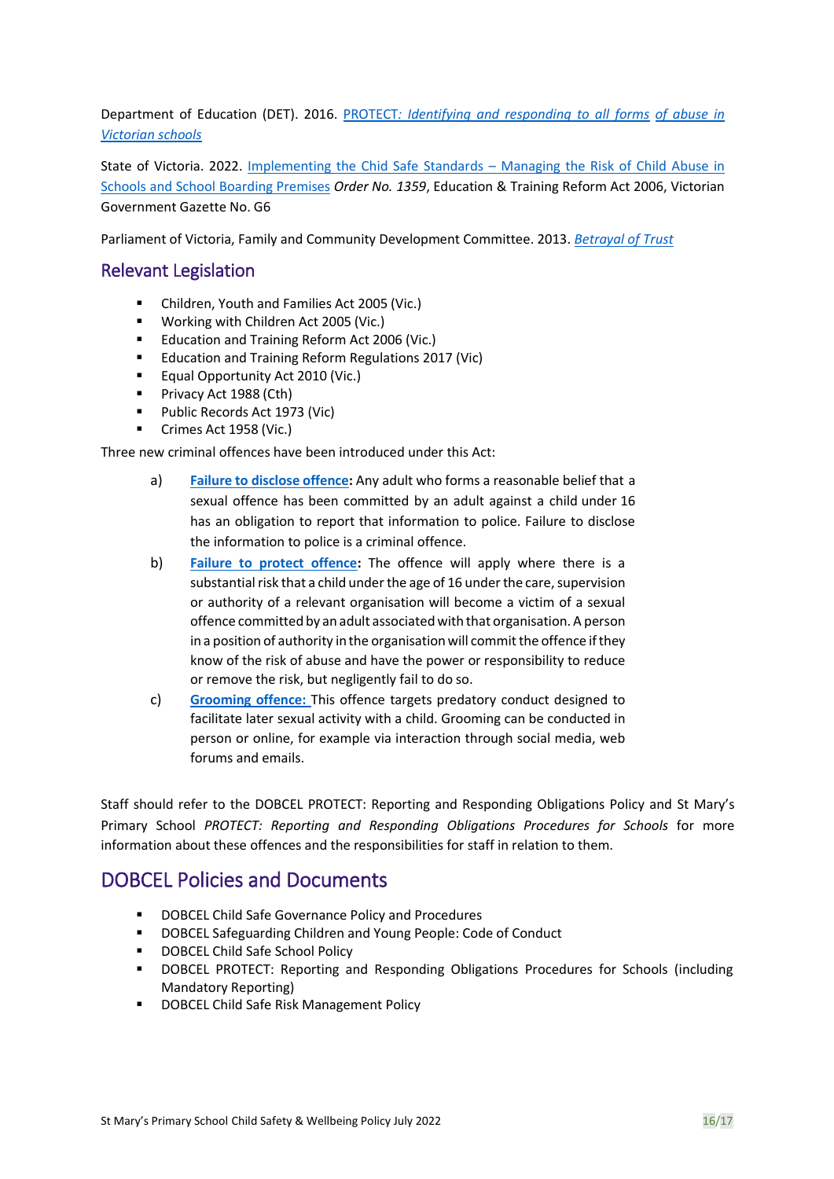Department of Education (DET). 2016. [PROTECT*: Identifying and responding to all forms of abuse in Victorian schools*]()

State of Victoria. 2022. [Implementing the Chid Safe Standards – Managing the Risk of Child Abuse in Schools and School Boarding Premises]() *Order No. 1359*, Education & Training Reform Act 2006, Victorian Government Gazette No. G6

Parliament of Victoria, Family and Community Development Committee. 2013. [*Betrayal of Trust*]()

## Relevant Legislation

- Children, Youth and Families Act 2005 (Vic.)
- Working with Children Act 2005 (Vic.)
- Education and Training Reform Act 2006 (Vic.)
- Education and Training Reform Regulations 2017 (Vic)
- Equal Opportunity Act 2010 (Vic.)
- Privacy Act 1988 (Cth)
- Public Records Act 1973 (Vic)
- Crimes Act 1958 (Vic.)

Three new criminal offences have been introduced under this Act:

a) **[Failure to disclose offence]():** Any adult who forms a reasonable belief that a sexual offence has been committed by an adult against a child under 16 has an obligation to report that information to police. Failure to disclose the information to police is a criminal offence.

b) **[Failure to protect offence]():** The offence will apply where there is a substantial risk that a child under the age of 16 under the care, supervision or authority of a relevant organisation will become a victim of a sexual offence committed by an adult associated with that organisation. A person in a position of authority in the organisation will commit the offence if they know of the risk of abuse and have the power or responsibility to reduce or remove the risk, but negligently fail to do so.

c) **[Grooming offence:]()** This offence targets predatory conduct designed to facilitate later sexual activity with a child. Grooming can be conducted in person or online, for example via interaction through social media, web forums and emails.

Staff should refer to the DOBCEL PROTECT: Reporting and Responding Obligations Policy and St Mary's Primary School *PROTECT: Reporting and Responding Obligations Procedures for Schools* for more information about these offences and the responsibilities for staff in relation to them.

## DOBCEL Policies and Documents

- DOBCEL Child Safe Governance Policy and Procedures
- DOBCEL Safeguarding Children and Young People: Code of Conduct
- DOBCEL Child Safe School Policy
- DOBCEL PROTECT: Reporting and Responding Obligations Procedures for Schools (including Mandatory Reporting)
- DOBCEL Child Safe Risk Management Policy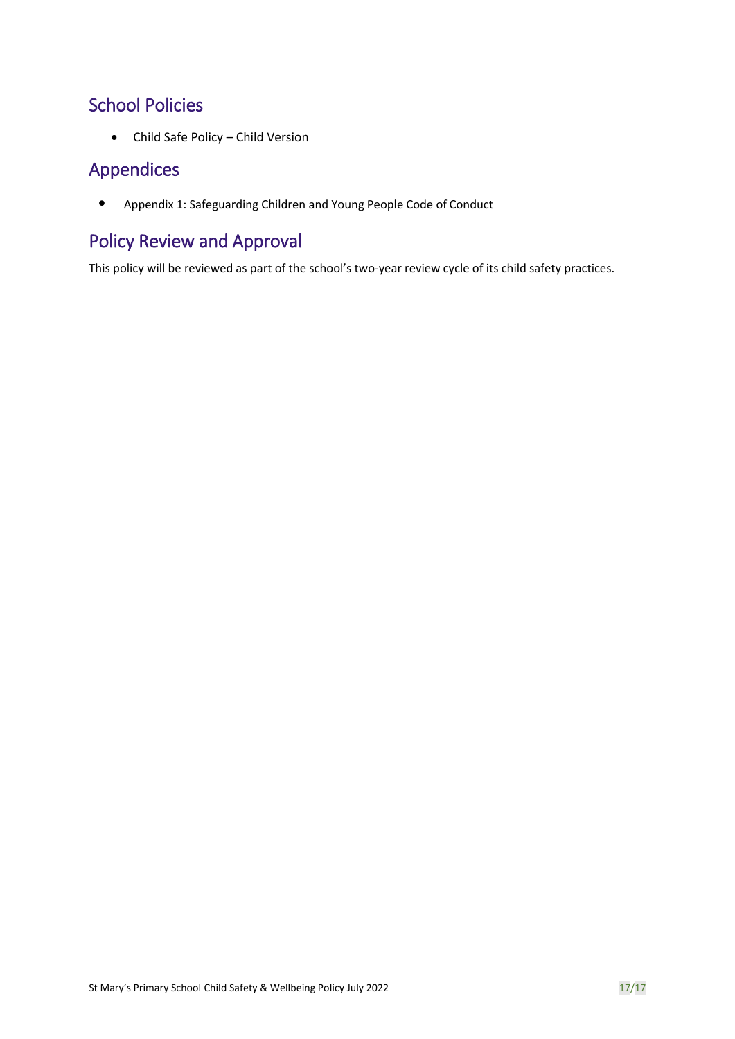## School Policies

- Child Safe Policy – Child Version

## Appendices

- Appendix 1: Safeguarding Children and Young People Code of Conduct

## Policy Review and Approval

This policy will be reviewed as part of the school's two-year review cycle of its child safety practices.